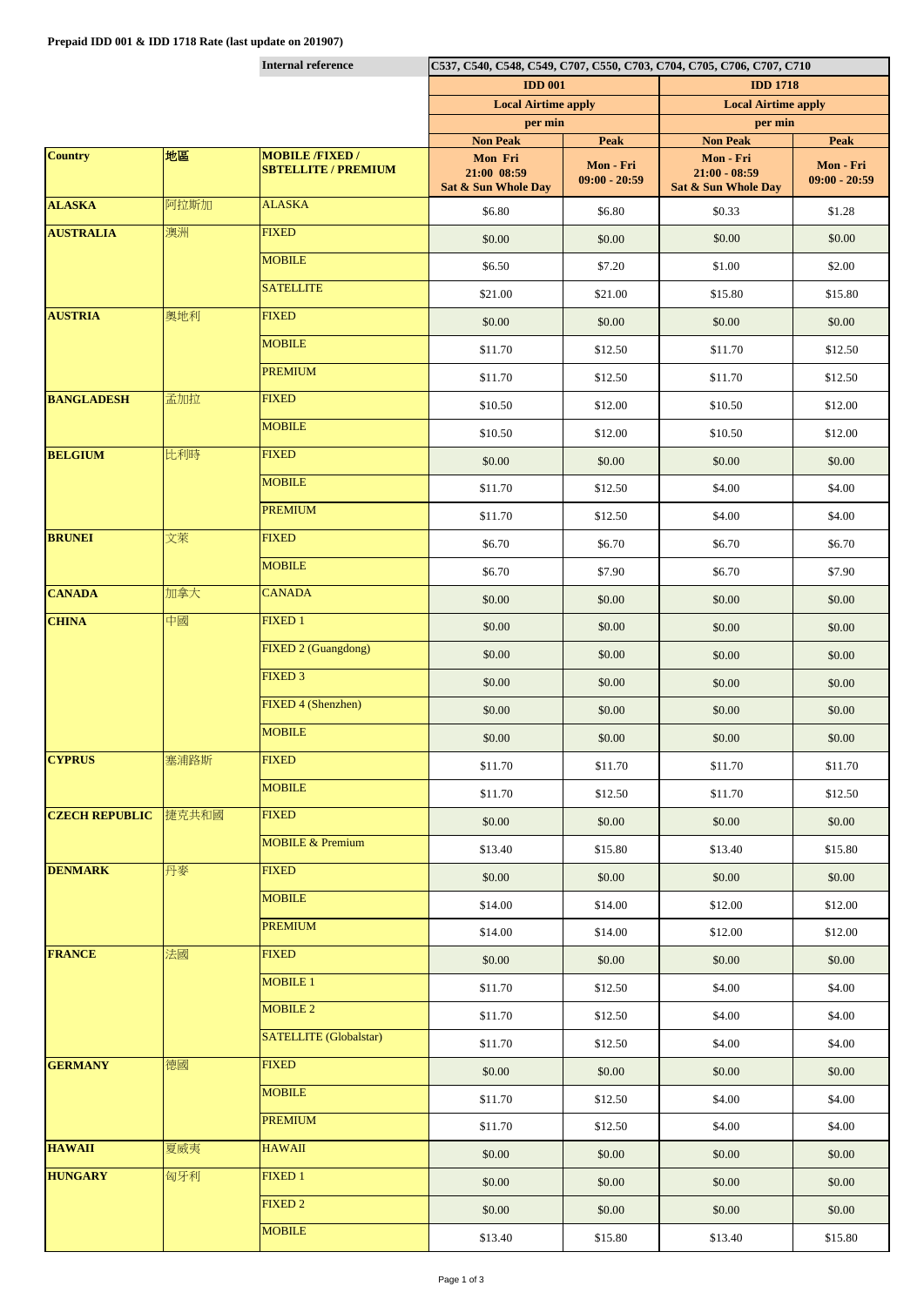**Prepaid IDD 001 & IDD 1718 Rate (last update on 201907)**

| | | Internal reference | C537, C540, C548, C549, C707, C550, C703, C704, C705, C706, C707, C710 | | | |
|---|---|---|---|---|---|---|
| | | | IDD 001 | | IDD 1718 | |
| | | | Local Airtime apply | | Local Airtime apply | |
| | | | per min | | per min | |
| | | | Non Peak | Peak | Non Peak | Peak |
| **Country** | **地區** | **MOBILE /FIXED / SBTELLITE / PREMIUM** | **Mon Fri 21:00 08:59 Sat & Sun Whole Day** | **Mon - Fri 09:00 - 20:59** | **Mon - Fri 21:00 - 08:59 Sat & Sun Whole Day** | **Mon - Fri 09:00 - 20:59** |
| **ALASKA** | 阿拉斯加 | ALASKA | $6.80 | $6.80 | $0.33 | $1.28 |
| **AUSTRALIA** | 澳洲 | FIXED | $0.00 | $0.00 | $0.00 | $0.00 |
| | | MOBILE | $6.50 | $7.20 | $1.00 | $2.00 |
| | | SATELLITE | $21.00 | $21.00 | $15.80 | $15.80 |
| **AUSTRIA** | 奧地利 | FIXED | $0.00 | $0.00 | $0.00 | $0.00 |
| | | MOBILE | $11.70 | $12.50 | $11.70 | $12.50 |
| | | PREMIUM | $11.70 | $12.50 | $11.70 | $12.50 |
| **BANGLADESH** | 孟加拉 | FIXED | $10.50 | $12.00 | $10.50 | $12.00 |
| | | MOBILE | $10.50 | $12.00 | $10.50 | $12.00 |
| **BELGIUM** | 比利時 | FIXED | $0.00 | $0.00 | $0.00 | $0.00 |
| | | MOBILE | $11.70 | $12.50 | $4.00 | $4.00 |
| | | PREMIUM | $11.70 | $12.50 | $4.00 | $4.00 |
| **BRUNEI** | 文萊 | FIXED | $6.70 | $6.70 | $6.70 | $6.70 |
| | | MOBILE | $6.70 | $7.90 | $6.70 | $7.90 |
| **CANADA** | 加拿大 | CANADA | $0.00 | $0.00 | $0.00 | $0.00 |
| **CHINA** | 中國 | FIXED 1 | $0.00 | $0.00 | $0.00 | $0.00 |
| | | FIXED 2 (Guangdong) | $0.00 | $0.00 | $0.00 | $0.00 |
| | | FIXED 3 | $0.00 | $0.00 | $0.00 | $0.00 |
| | | FIXED 4 (Shenzhen) | $0.00 | $0.00 | $0.00 | $0.00 |
| | | MOBILE | $0.00 | $0.00 | $0.00 | $0.00 |
| **CYPRUS** | 塞浦路斯 | FIXED | $11.70 | $11.70 | $11.70 | $11.70 |
| | | MOBILE | $11.70 | $12.50 | $11.70 | $12.50 |
| **CZECH REPUBLIC** | 捷克共和國 | FIXED | $0.00 | $0.00 | $0.00 | $0.00 |
| | | MOBILE & Premium | $13.40 | $15.80 | $13.40 | $15.80 |
| **DENMARK** | 丹麥 | FIXED | $0.00 | $0.00 | $0.00 | $0.00 |
| | | MOBILE | $14.00 | $14.00 | $12.00 | $12.00 |
| | | PREMIUM | $14.00 | $14.00 | $12.00 | $12.00 |
| **FRANCE** | 法國 | FIXED | $0.00 | $0.00 | $0.00 | $0.00 |
| | | MOBILE 1 | $11.70 | $12.50 | $4.00 | $4.00 |
| | | MOBILE 2 | $11.70 | $12.50 | $4.00 | $4.00 |
| | | SATELLITE (Globalstar) | $11.70 | $12.50 | $4.00 | $4.00 |
| **GERMANY** | 德國 | FIXED | $0.00 | $0.00 | $0.00 | $0.00 |
| | | MOBILE | $11.70 | $12.50 | $4.00 | $4.00 |
| | | PREMIUM | $11.70 | $12.50 | $4.00 | $4.00 |
| **HAWAII** | 夏威夷 | HAWAII | $0.00 | $0.00 | $0.00 | $0.00 |
| **HUNGARY** | 匈牙利 | FIXED 1 | $0.00 | $0.00 | $0.00 | $0.00 |
| | | FIXED 2 | $0.00 | $0.00 | $0.00 | $0.00 |
| | | MOBILE | $13.40 | $15.80 | $13.40 | $15.80 |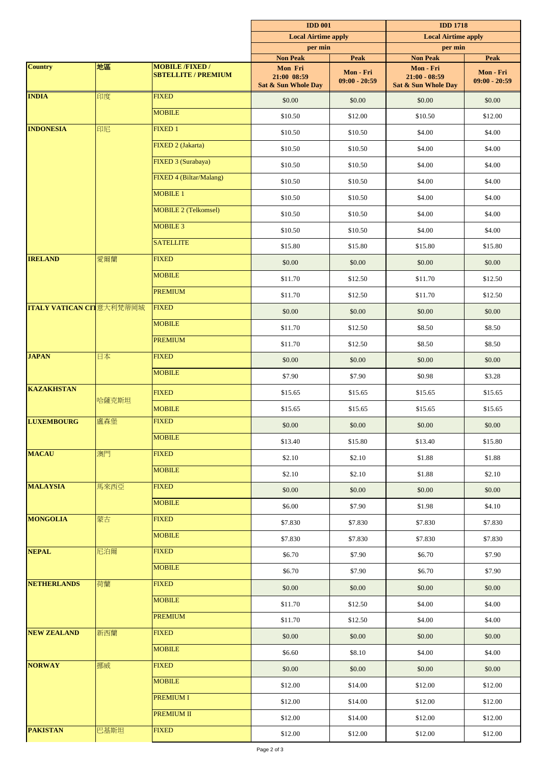| | | | IDD 001 | | IDD 1718 | |
|---|---|---|---|---|---|---|
| | | | Local Airtime apply | | Local Airtime apply | |
| | | | per min | | per min | |
| | | | Non Peak | Peak | Non Peak | Peak |
| **Country** | **地區** | **MOBILE /FIXED / SBTELLITE / PREMIUM** | **Mon Fri 21:00 08:59 Sat & Sun Whole Day** | **Mon - Fri 09:00 - 20:59** | **Mon - Fri 21:00 - 08:59 Sat & Sun Whole Day** | **Mon - Fri 09:00 - 20:59** |
| **INDIA** | 印度 | FIXED | $0.00 | $0.00 | $0.00 | $0.00 |
| | | MOBILE | $10.50 | $12.00 | $10.50 | $12.00 |
| **INDONESIA** | 印尼 | FIXED 1 | $10.50 | $10.50 | $4.00 | $4.00 |
| | | FIXED 2 (Jakarta) | $10.50 | $10.50 | $4.00 | $4.00 |
| | | FIXED 3 (Surabaya) | $10.50 | $10.50 | $4.00 | $4.00 |
| | | FIXED 4 (Biltar/Malang) | $10.50 | $10.50 | $4.00 | $4.00 |
| | | MOBILE 1 | $10.50 | $10.50 | $4.00 | $4.00 |
| | | MOBILE 2 (Telkomsel) | $10.50 | $10.50 | $4.00 | $4.00 |
| | | MOBILE 3 | $10.50 | $10.50 | $4.00 | $4.00 |
| | | SATELLITE | $15.80 | $15.80 | $15.80 | $15.80 |
| **IRELAND** | 愛爾蘭 | FIXED | $0.00 | $0.00 | $0.00 | $0.00 |
| | | MOBILE | $11.70 | $12.50 | $11.70 | $12.50 |
| | | PREMIUM | $11.70 | $12.50 | $11.70 | $12.50 |
| **ITALY VATICAN CIT** | 意大利梵蒂岡城 | FIXED | $0.00 | $0.00 | $0.00 | $0.00 |
| | | MOBILE | $11.70 | $12.50 | $8.50 | $8.50 |
| | | PREMIUM | $11.70 | $12.50 | $8.50 | $8.50 |
| **JAPAN** | 日本 | FIXED | $0.00 | $0.00 | $0.00 | $0.00 |
| | | MOBILE | $7.90 | $7.90 | $0.98 | $3.28 |
| **KAZAKHSTAN** | 哈薩克斯坦 | FIXED | $15.65 | $15.65 | $15.65 | $15.65 |
| | | MOBILE | $15.65 | $15.65 | $15.65 | $15.65 |
| **LUXEMBOURG** | 盧森堡 | FIXED | $0.00 | $0.00 | $0.00 | $0.00 |
| | | MOBILE | $13.40 | $15.80 | $13.40 | $15.80 |
| **MACAU** | 澳門 | FIXED | $2.10 | $2.10 | $1.88 | $1.88 |
| | | MOBILE | $2.10 | $2.10 | $1.88 | $2.10 |
| **MALAYSIA** | 馬來西亞 | FIXED | $0.00 | $0.00 | $0.00 | $0.00 |
| | | MOBILE | $6.00 | $7.90 | $1.98 | $4.10 |
| **MONGOLIA** | 蒙古 | FIXED | $7.830 | $7.830 | $7.830 | $7.830 |
| | | MOBILE | $7.830 | $7.830 | $7.830 | $7.830 |
| **NEPAL** | 尼泊爾 | FIXED | $6.70 | $7.90 | $6.70 | $7.90 |
| | | MOBILE | $6.70 | $7.90 | $6.70 | $7.90 |
| **NETHERLANDS** | 荷蘭 | FIXED | $0.00 | $0.00 | $0.00 | $0.00 |
| | | MOBILE | $11.70 | $12.50 | $4.00 | $4.00 |
| | | PREMIUM | $11.70 | $12.50 | $4.00 | $4.00 |
| **NEW ZEALAND** | 新西蘭 | FIXED | $0.00 | $0.00 | $0.00 | $0.00 |
| | | MOBILE | $6.60 | $8.10 | $4.00 | $4.00 |
| **NORWAY** | 挪威 | FIXED | $0.00 | $0.00 | $0.00 | $0.00 |
| | | MOBILE | $12.00 | $14.00 | $12.00 | $12.00 |
| | | PREMIUM I | $12.00 | $14.00 | $12.00 | $12.00 |
| | | PREMIUM II | $12.00 | $14.00 | $12.00 | $12.00 |
| **PAKISTAN** | 巴基斯坦 | FIXED | $12.00 | $12.00 | $12.00 | $12.00 |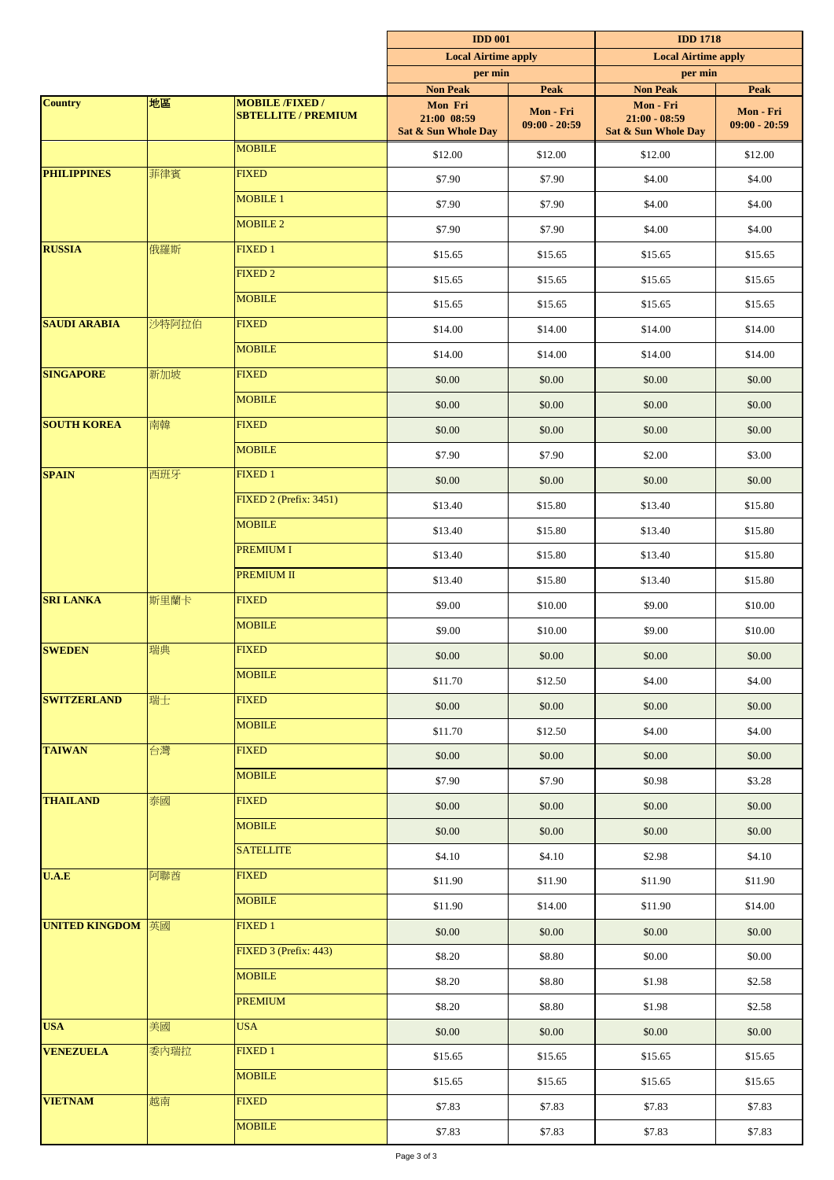| | | | IDD 001 | | IDD 1718 | |
|---|---|---|---|---|---|---|
| | | | Local Airtime apply | | Local Airtime apply | |
| | | | per min | | per min | |
| | | | Non Peak | Peak | Non Peak | Peak |
| Country | 地區 | MOBILE /FIXED / SBTELLITE / PREMIUM | Mon Fri 21:00 08:59 Sat & Sun Whole Day | Mon - Fri 09:00 - 20:59 | Mon - Fri 21:00 - 08:59 Sat & Sun Whole Day | Mon - Fri 09:00 - 20:59 |
| | | MOBILE | $12.00 | $12.00 | $12.00 | $12.00 |
| PHILIPPINES | 菲律賓 | FIXED | $7.90 | $7.90 | $4.00 | $4.00 |
| | | MOBILE 1 | $7.90 | $7.90 | $4.00 | $4.00 |
| | | MOBILE 2 | $7.90 | $7.90 | $4.00 | $4.00 |
| RUSSIA | 俄羅斯 | FIXED 1 | $15.65 | $15.65 | $15.65 | $15.65 |
| | | FIXED 2 | $15.65 | $15.65 | $15.65 | $15.65 |
| | | MOBILE | $15.65 | $15.65 | $15.65 | $15.65 |
| SAUDI ARABIA | 沙特阿拉伯 | FIXED | $14.00 | $14.00 | $14.00 | $14.00 |
| | | MOBILE | $14.00 | $14.00 | $14.00 | $14.00 |
| SINGAPORE | 新加坡 | FIXED | $0.00 | $0.00 | $0.00 | $0.00 |
| | | MOBILE | $0.00 | $0.00 | $0.00 | $0.00 |
| SOUTH KOREA | 南韓 | FIXED | $0.00 | $0.00 | $0.00 | $0.00 |
| | | MOBILE | $7.90 | $7.90 | $2.00 | $3.00 |
| SPAIN | 西班牙 | FIXED 1 | $0.00 | $0.00 | $0.00 | $0.00 |
| | | FIXED 2 (Prefix: 3451) | $13.40 | $15.80 | $13.40 | $15.80 |
| | | MOBILE | $13.40 | $15.80 | $13.40 | $15.80 |
| | | PREMIUM I | $13.40 | $15.80 | $13.40 | $15.80 |
| | | PREMIUM II | $13.40 | $15.80 | $13.40 | $15.80 |
| SRI LANKA | 斯里蘭卡 | FIXED | $9.00 | $10.00 | $9.00 | $10.00 |
| | | MOBILE | $9.00 | $10.00 | $9.00 | $10.00 |
| SWEDEN | 瑞典 | FIXED | $0.00 | $0.00 | $0.00 | $0.00 |
| | | MOBILE | $11.70 | $12.50 | $4.00 | $4.00 |
| SWITZERLAND | 瑞士 | FIXED | $0.00 | $0.00 | $0.00 | $0.00 |
| | | MOBILE | $11.70 | $12.50 | $4.00 | $4.00 |
| TAIWAN | 台灣 | FIXED | $0.00 | $0.00 | $0.00 | $0.00 |
| | | MOBILE | $7.90 | $7.90 | $0.98 | $3.28 |
| THAILAND | 泰國 | FIXED | $0.00 | $0.00 | $0.00 | $0.00 |
| | | MOBILE | $0.00 | $0.00 | $0.00 | $0.00 |
| | | SATELLITE | $4.10 | $4.10 | $2.98 | $4.10 |
| U.A.E | 阿聯酋 | FIXED | $11.90 | $11.90 | $11.90 | $11.90 |
| | | MOBILE | $11.90 | $14.00 | $11.90 | $14.00 |
| UNITED KINGDOM | 英國 | FIXED 1 | $0.00 | $0.00 | $0.00 | $0.00 |
| | | FIXED 3 (Prefix: 443) | $8.20 | $8.80 | $0.00 | $0.00 |
| | | MOBILE | $8.20 | $8.80 | $1.98 | $2.58 |
| | | PREMIUM | $8.20 | $8.80 | $1.98 | $2.58 |
| USA | 美國 | USA | $0.00 | $0.00 | $0.00 | $0.00 |
| VENEZUELA | 委內瑞拉 | FIXED 1 | $15.65 | $15.65 | $15.65 | $15.65 |
| | | MOBILE | $15.65 | $15.65 | $15.65 | $15.65 |
| VIETNAM | 越南 | FIXED | $7.83 | $7.83 | $7.83 | $7.83 |
| | | MOBILE | $7.83 | $7.83 | $7.83 | $7.83 |